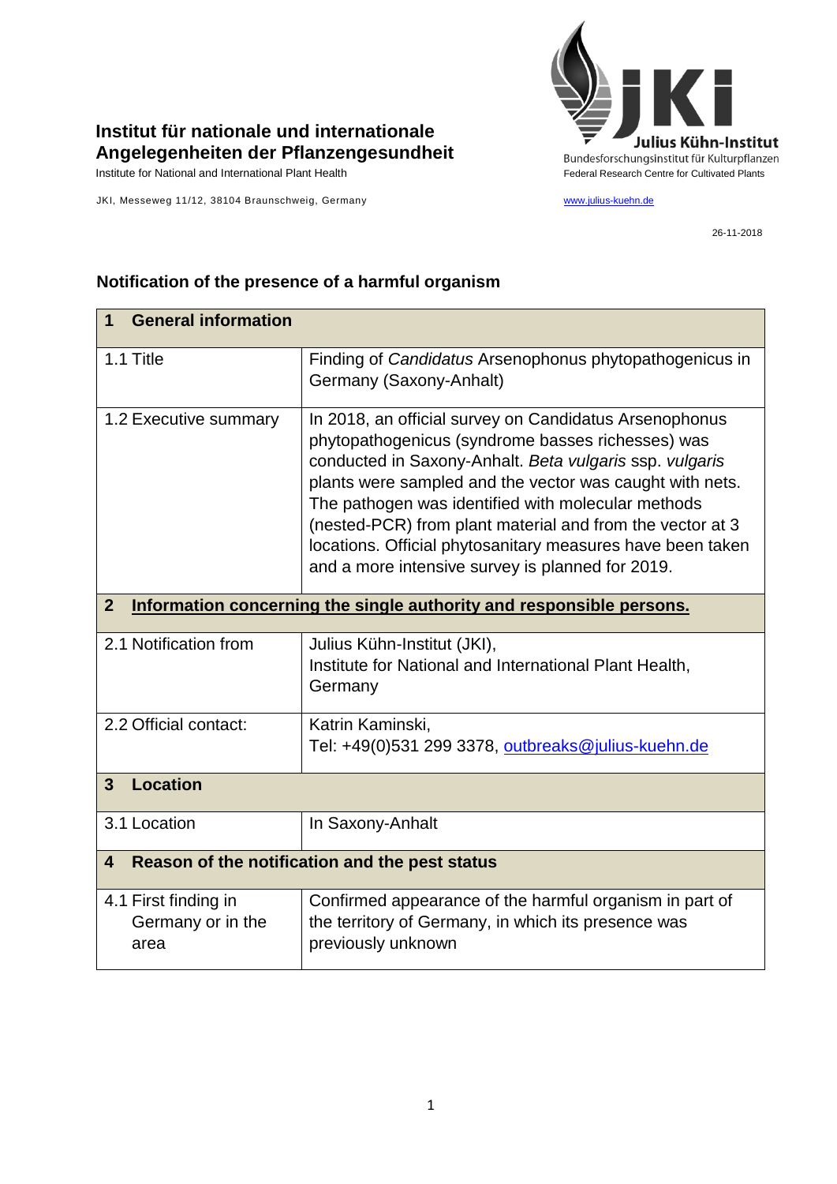**Institut für nationale und internationale Angelegenheiten der Pflanzengesundheit**
Institute for National and International Plant Health

JKI, Messeweg 11/12, 38104 Braunschweig, Germany

Julius Kühn-Institut
Bundesforschungsinstitut für Kulturpflanzen
Federal Research Centre for Cultivated Plants

www.julius-kuehn.de

26-11-2018

## Notification of the presence of a harmful organism

| **1 General information** | |
|---|---|
| 1.1 Title | Finding of *Candidatus* Arsenophonus phytopathogenicus in Germany (Saxony-Anhalt) |
| 1.2 Executive summary | In 2018, an official survey on Candidatus Arsenophonus phytopathogenicus (syndrome basses richesses) was conducted in Saxony-Anhalt. *Beta vulgaris* ssp. *vulgaris* plants were sampled and the vector was caught with nets. The pathogen was identified with molecular methods (nested-PCR) from plant material and from the vector at 3 locations. Official phytosanitary measures have been taken and a more intensive survey is planned for 2019. |
| **2 Information concerning the single authority and responsible persons.** | |
| 2.1 Notification from | Julius Kühn-Institut (JKI),<br>Institute for National and International Plant Health, Germany |
| 2.2 Official contact: | Katrin Kaminski,<br>Tel: +49(0)531 299 3378, outbreaks@julius-kuehn.de |
| **3 Location** | |
| 3.1 Location | In Saxony-Anhalt |
| **4 Reason of the notification and the pest status** | |
| 4.1 First finding in Germany or in the area | Confirmed appearance of the harmful organism in part of the territory of Germany, in which its presence was previously unknown |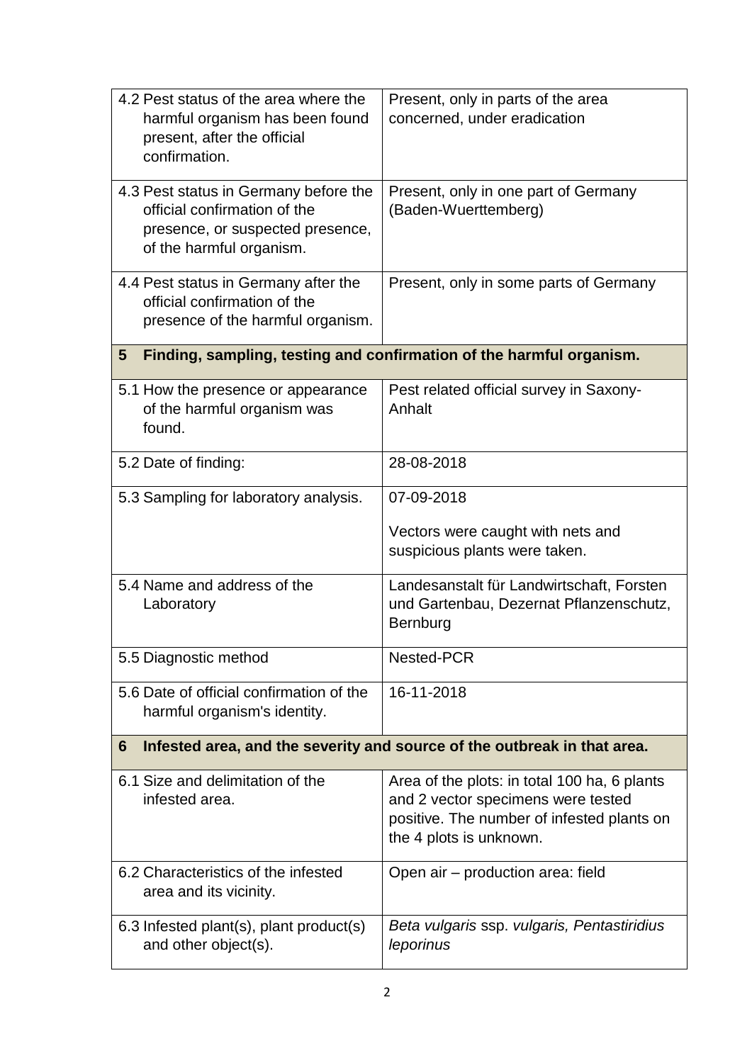| | |
|---|---|
| 4.2 Pest status of the area where the harmful organism has been found present, after the official confirmation. | Present, only in parts of the area concerned, under eradication |
| 4.3 Pest status in Germany before the official confirmation of the presence, or suspected presence, of the harmful organism. | Present, only in one part of Germany (Baden-Wuerttemberg) |
| 4.4 Pest status in Germany after the official confirmation of the presence of the harmful organism. | Present, only in some parts of Germany |
| **5 Finding, sampling, testing and confirmation of the harmful organism.** | |
| 5.1 How the presence or appearance of the harmful organism was found. | Pest related official survey in Saxony-Anhalt |
| 5.2 Date of finding: | 28-08-2018 |
| 5.3 Sampling for laboratory analysis. | 07-09-2018<br><br>Vectors were caught with nets and suspicious plants were taken. |
| 5.4 Name and address of the Laboratory | Landesanstalt für Landwirtschaft, Forsten und Gartenbau, Dezernat Pflanzenschutz, Bernburg |
| 5.5 Diagnostic method | Nested-PCR |
| 5.6 Date of official confirmation of the harmful organism's identity. | 16-11-2018 |
| **6 Infested area, and the severity and source of the outbreak in that area.** | |
| 6.1 Size and delimitation of the infested area. | Area of the plots: in total 100 ha, 6 plants and 2 vector specimens were tested positive. The number of infested plants on the 4 plots is unknown. |
| 6.2 Characteristics of the infested area and its vicinity. | Open air – production area: field |
| 6.3 Infested plant(s), plant product(s) and other object(s). | *Beta vulgaris* ssp. *vulgaris, Pentastiridius leporinus* |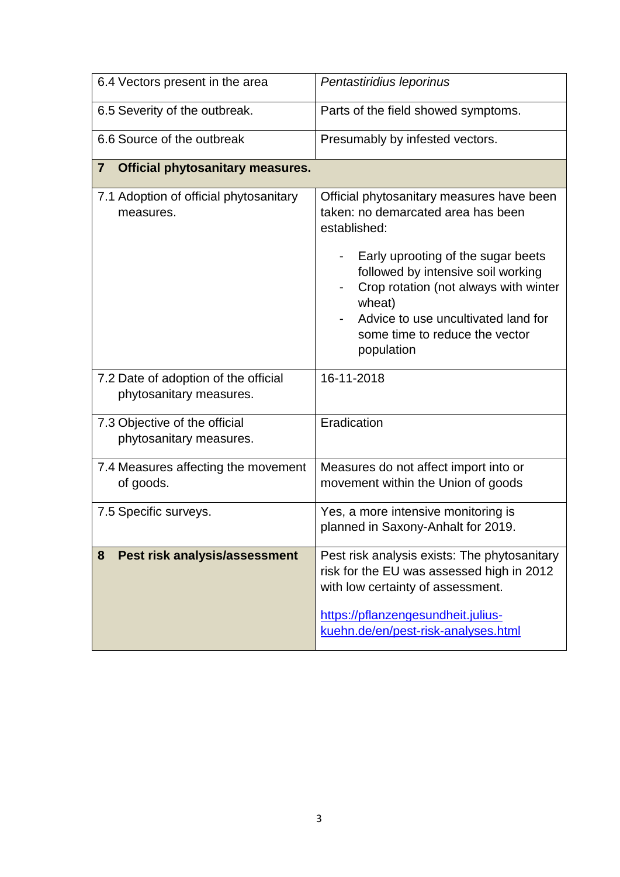| | |
|---|---|
| 6.4 Vectors present in the area | *Pentastiridius leporinus* |
| 6.5 Severity of the outbreak. | Parts of the field showed symptoms. |
| 6.6 Source of the outbreak | Presumably by infested vectors. |
| **7 Official phytosanitary measures.** | |
| 7.1 Adoption of official phytosanitary measures. | Official phytosanitary measures have been taken: no demarcated area has been established:<br>- Early uprooting of the sugar beets followed by intensive soil working<br>- Crop rotation (not always with winter wheat)<br>- Advice to use uncultivated land for some time to reduce the vector population |
| 7.2 Date of adoption of the official phytosanitary measures. | 16-11-2018 |
| 7.3 Objective of the official phytosanitary measures. | Eradication |
| 7.4 Measures affecting the movement of goods. | Measures do not affect import into or movement within the Union of goods |
| 7.5 Specific surveys. | Yes, a more intensive monitoring is planned in Saxony-Anhalt for 2019. |
| **8 Pest risk analysis/assessment** | Pest risk analysis exists: The phytosanitary risk for the EU was assessed high in 2012 with low certainty of assessment.<br><br>https://pflanzengesundheit.julius-kuehn.de/en/pest-risk-analyses.html |